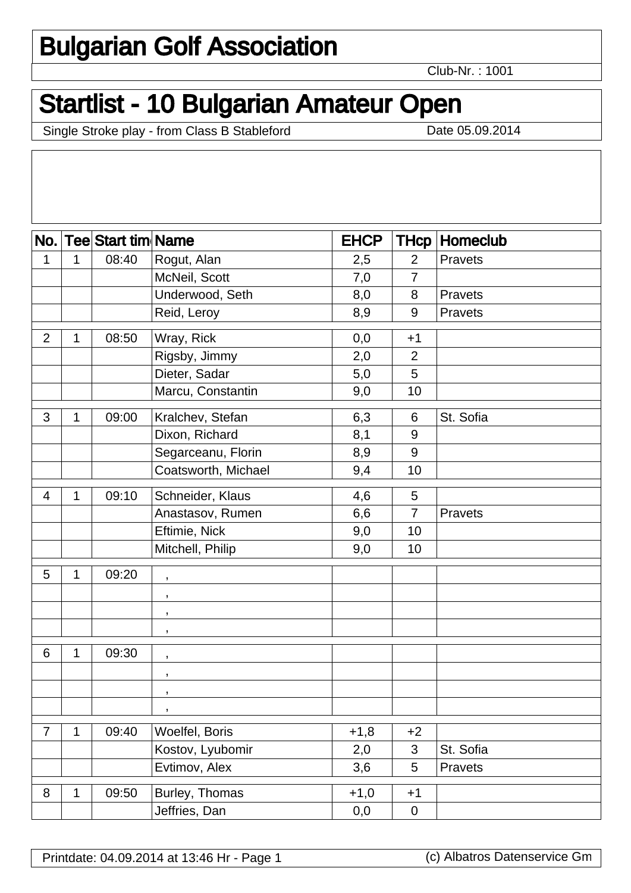# Bulgarian Golf Association

Club-Nr. : 1001

# Startlist - 10 Bulgarian Amateur Open

Single Stroke play - from Class B Stableford

Date 05.09.2014

| No. | Tee | Start tim | Name | EHCP | THcp | Homeclub |
|---|---|---|---|---|---|---|
| 1 | 1 | 08:40 | Rogut, Alan | 2,5 | 2 | Pravets |
| | | | McNeil, Scott | 7,0 | 7 | |
| | | | Underwood, Seth | 8,0 | 8 | Pravets |
| | | | Reid, Leroy | 8,9 | 9 | Pravets |
| 2 | 1 | 08:50 | Wray, Rick | 0,0 | +1 | |
| | | | Rigsby, Jimmy | 2,0 | 2 | |
| | | | Dieter, Sadar | 5,0 | 5 | |
| | | | Marcu, Constantin | 9,0 | 10 | |
| 3 | 1 | 09:00 | Kralchev, Stefan | 6,3 | 6 | St. Sofia |
| | | | Dixon, Richard | 8,1 | 9 | |
| | | | Segarceanu, Florin | 8,9 | 9 | |
| | | | Coatsworth, Michael | 9,4 | 10 | |
| 4 | 1 | 09:10 | Schneider, Klaus | 4,6 | 5 | |
| | | | Anastasov, Rumen | 6,6 | 7 | Pravets |
| | | | Eftimie, Nick | 9,0 | 10 | |
| | | | Mitchell, Philip | 9,0 | 10 | |
| 5 | 1 | 09:20 | , | | | |
| | | | , | | | |
| | | | , | | | |
| | | | , | | | |
| 6 | 1 | 09:30 | , | | | |
| | | | , | | | |
| | | | , | | | |
| | | | , | | | |
| 7 | 1 | 09:40 | Woelfel, Boris | +1,8 | +2 | |
| | | | Kostov, Lyubomir | 2,0 | 3 | St. Sofia |
| | | | Evtimov, Alex | 3,6 | 5 | Pravets |
| 8 | 1 | 09:50 | Burley, Thomas | +1,0 | +1 | |
| | | | Jeffries, Dan | 0,0 | 0 | |

Printdate: 04.09.2014 at 13:46 Hr - Page 1

(c) Albatros Datenservice Gm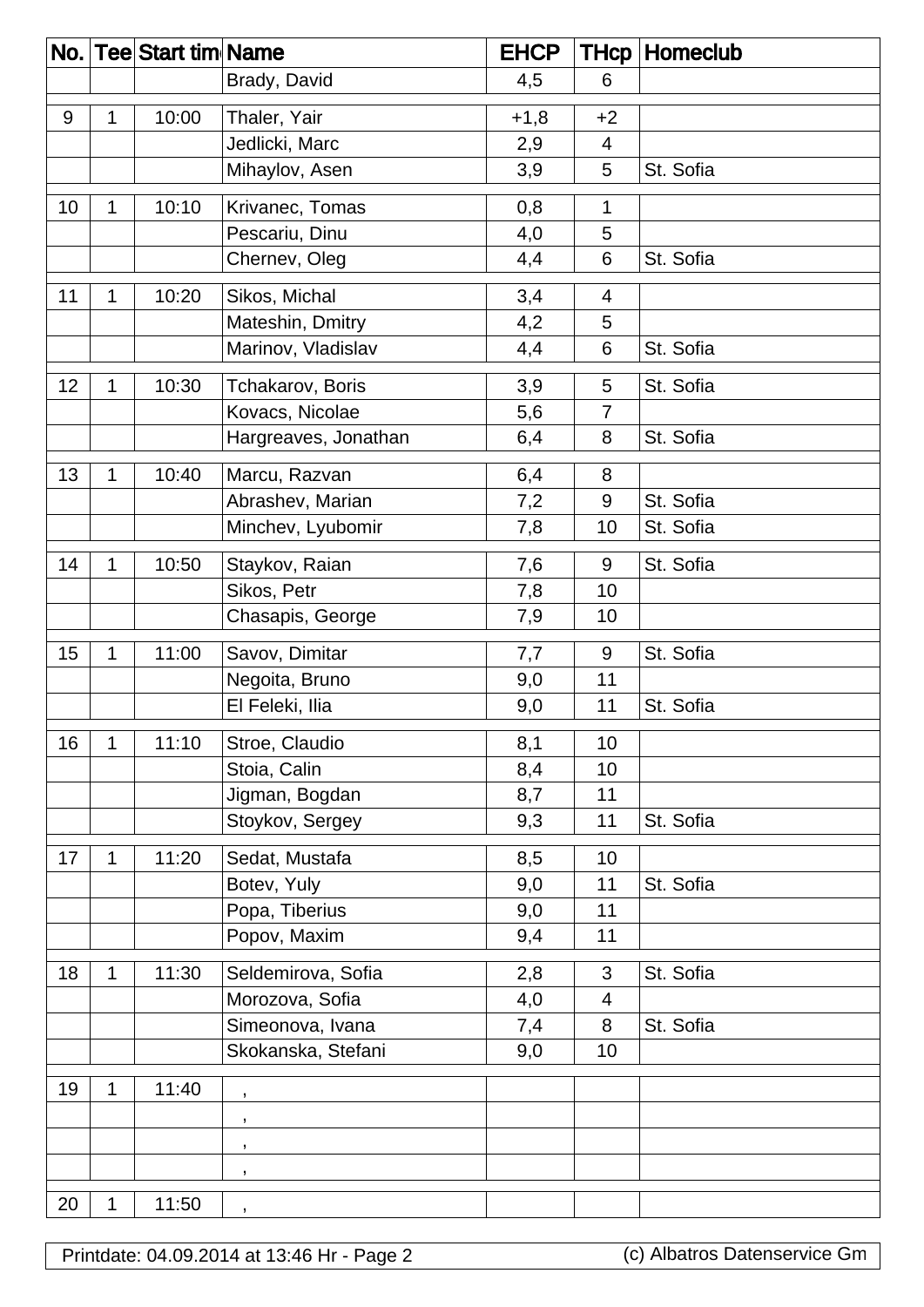| No. | Tee | Start tim | Name | EHCP | THcp | Homeclub |
|---|---|---|---|---|---|---|
| | | | Brady, David | 4,5 | 6 | |
| 9 | 1 | 10:00 | Thaler, Yair | +1,8 | +2 | |
| | | | Jedlicki, Marc | 2,9 | 4 | |
| | | | Mihaylov, Asen | 3,9 | 5 | St. Sofia |
| 10 | 1 | 10:10 | Krivanec, Tomas | 0,8 | 1 | |
| | | | Pescariu, Dinu | 4,0 | 5 | |
| | | | Chernev, Oleg | 4,4 | 6 | St. Sofia |
| 11 | 1 | 10:20 | Sikos, Michal | 3,4 | 4 | |
| | | | Mateshin, Dmitry | 4,2 | 5 | |
| | | | Marinov, Vladislav | 4,4 | 6 | St. Sofia |
| 12 | 1 | 10:30 | Tchakarov, Boris | 3,9 | 5 | St. Sofia |
| | | | Kovacs, Nicolae | 5,6 | 7 | |
| | | | Hargreaves, Jonathan | 6,4 | 8 | St. Sofia |
| 13 | 1 | 10:40 | Marcu, Razvan | 6,4 | 8 | |
| | | | Abrashev, Marian | 7,2 | 9 | St. Sofia |
| | | | Minchev, Lyubomir | 7,8 | 10 | St. Sofia |
| 14 | 1 | 10:50 | Staykov, Raian | 7,6 | 9 | St. Sofia |
| | | | Sikos, Petr | 7,8 | 10 | |
| | | | Chasapis, George | 7,9 | 10 | |
| 15 | 1 | 11:00 | Savov, Dimitar | 7,7 | 9 | St. Sofia |
| | | | Negoita, Bruno | 9,0 | 11 | |
| | | | El Feleki, Ilia | 9,0 | 11 | St. Sofia |
| 16 | 1 | 11:10 | Stroe, Claudio | 8,1 | 10 | |
| | | | Stoia, Calin | 8,4 | 10 | |
| | | | Jigman, Bogdan | 8,7 | 11 | |
| | | | Stoykov, Sergey | 9,3 | 11 | St. Sofia |
| 17 | 1 | 11:20 | Sedat, Mustafa | 8,5 | 10 | |
| | | | Botev, Yuly | 9,0 | 11 | St. Sofia |
| | | | Popa, Tiberius | 9,0 | 11 | |
| | | | Popov, Maxim | 9,4 | 11 | |
| 18 | 1 | 11:30 | Seldemirova, Sofia | 2,8 | 3 | St. Sofia |
| | | | Morozova, Sofia | 4,0 | 4 | |
| | | | Simeonova, Ivana | 7,4 | 8 | St. Sofia |
| | | | Skokanska, Stefani | 9,0 | 10 | |
| 19 | 1 | 11:40 | , | | | |
| | | | , | | | |
| | | | , | | | |
| | | | , | | | |
| 20 | 1 | 11:50 | , | | | |

Printdate: 04.09.2014 at 13:46 Hr - Page 2 (c) Albatros Datenservice Gm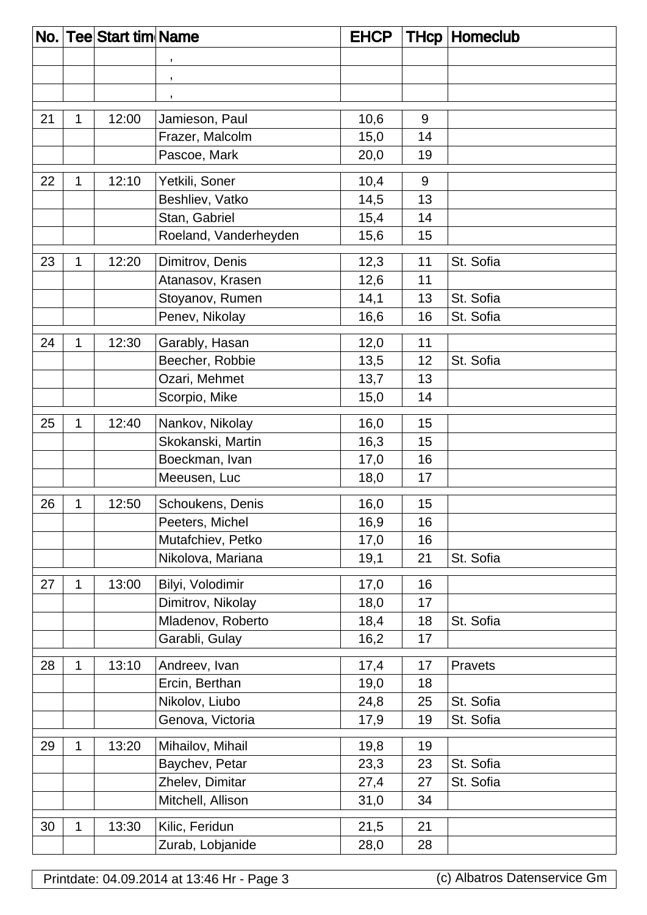| No. | Tee | Start tim | Name | EHCP | THcp | Homeclub |
|---|---|---|---|---|---|---|
| | | | , | | | |
| | | | , | | | |
| | | | , | | | |
| 21 | 1 | 12:00 | Jamieson, Paul | 10,6 | 9 | |
| | | | Frazer, Malcolm | 15,0 | 14 | |
| | | | Pascoe, Mark | 20,0 | 19 | |
| 22 | 1 | 12:10 | Yetkili, Soner | 10,4 | 9 | |
| | | | Beshliev, Vatko | 14,5 | 13 | |
| | | | Stan, Gabriel | 15,4 | 14 | |
| | | | Roeland, Vanderheyden | 15,6 | 15 | |
| 23 | 1 | 12:20 | Dimitrov, Denis | 12,3 | 11 | St. Sofia |
| | | | Atanasov, Krasen | 12,6 | 11 | |
| | | | Stoyanov, Rumen | 14,1 | 13 | St. Sofia |
| | | | Penev, Nikolay | 16,6 | 16 | St. Sofia |
| 24 | 1 | 12:30 | Garably, Hasan | 12,0 | 11 | |
| | | | Beecher, Robbie | 13,5 | 12 | St. Sofia |
| | | | Ozari, Mehmet | 13,7 | 13 | |
| | | | Scorpio, Mike | 15,0 | 14 | |
| 25 | 1 | 12:40 | Nankov, Nikolay | 16,0 | 15 | |
| | | | Skokanski, Martin | 16,3 | 15 | |
| | | | Boeckman, Ivan | 17,0 | 16 | |
| | | | Meeusen, Luc | 18,0 | 17 | |
| 26 | 1 | 12:50 | Schoukens, Denis | 16,0 | 15 | |
| | | | Peeters, Michel | 16,9 | 16 | |
| | | | Mutafchiev, Petko | 17,0 | 16 | |
| | | | Nikolova, Mariana | 19,1 | 21 | St. Sofia |
| 27 | 1 | 13:00 | Bilyi, Volodimir | 17,0 | 16 | |
| | | | Dimitrov, Nikolay | 18,0 | 17 | |
| | | | Mladenov, Roberto | 18,4 | 18 | St. Sofia |
| | | | Garabli, Gulay | 16,2 | 17 | |
| 28 | 1 | 13:10 | Andreev, Ivan | 17,4 | 17 | Pravets |
| | | | Ercin, Berthan | 19,0 | 18 | |
| | | | Nikolov, Liubo | 24,8 | 25 | St. Sofia |
| | | | Genova, Victoria | 17,9 | 19 | St. Sofia |
| 29 | 1 | 13:20 | Mihailov, Mihail | 19,8 | 19 | |
| | | | Baychev, Petar | 23,3 | 23 | St. Sofia |
| | | | Zhelev, Dimitar | 27,4 | 27 | St. Sofia |
| | | | Mitchell, Allison | 31,0 | 34 | |
| 30 | 1 | 13:30 | Kilic, Feridun | 21,5 | 21 | |
| | | | Zurab, Lobjanide | 28,0 | 28 | |

Printdate: 04.09.2014 at 13:46 Hr - Page 3 (c) Albatros Datenservice Gm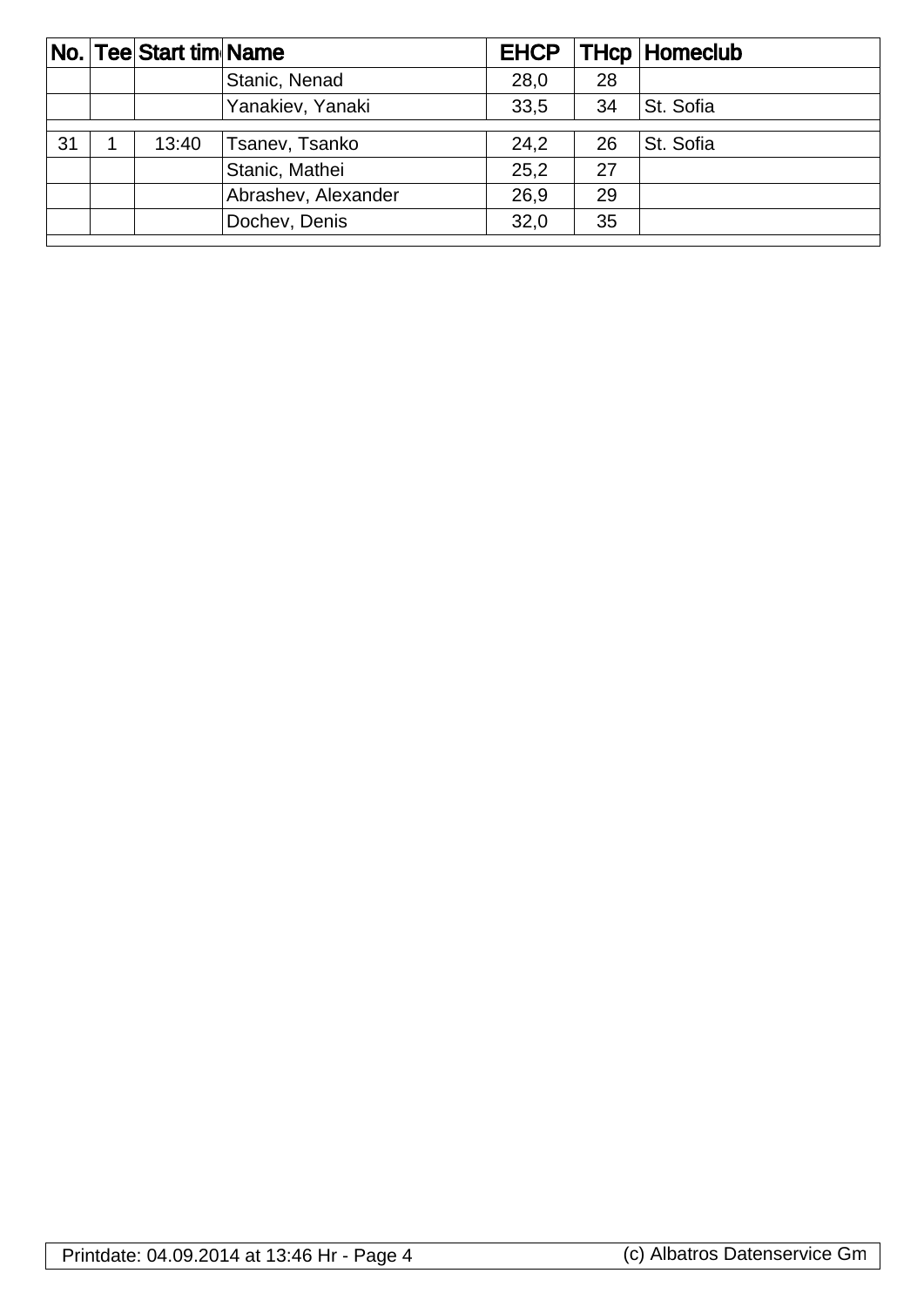| No. | Tee | Start tim | Name | EHCP | THcp | Homeclub |
|---|---|---|---|---|---|---|
| | | | Stanic, Nenad | 28,0 | 28 | |
| | | | Yanakiev, Yanaki | 33,5 | 34 | St. Sofia |
| 31 | 1 | 13:40 | Tsanev, Tsanko | 24,2 | 26 | St. Sofia |
| | | | Stanic, Mathei | 25,2 | 27 | |
| | | | Abrashev, Alexander | 26,9 | 29 | |
| | | | Dochev, Denis | 32,0 | 35 | |

Printdate: 04.09.2014 at 13:46 Hr - Page 4 (c) Albatros Datenservice Gm